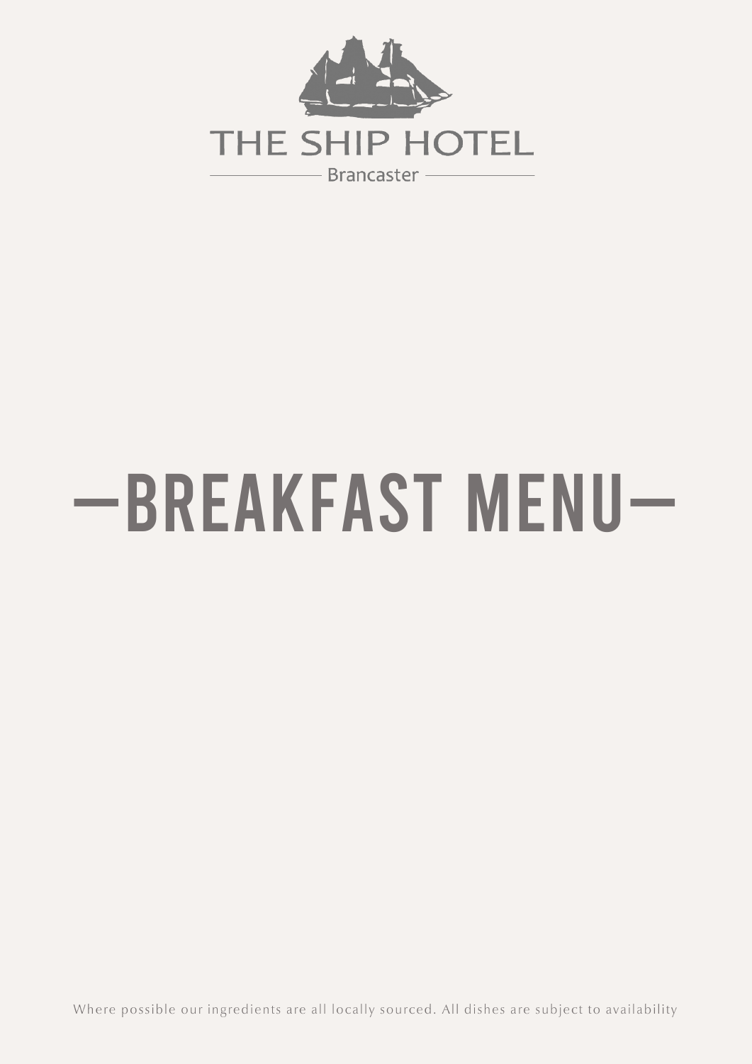THE SHIP HOTEL

Brancaster

# BREAKFAST MENU

Where possible our ingredients are all locally sourced. All dishes are subject to availability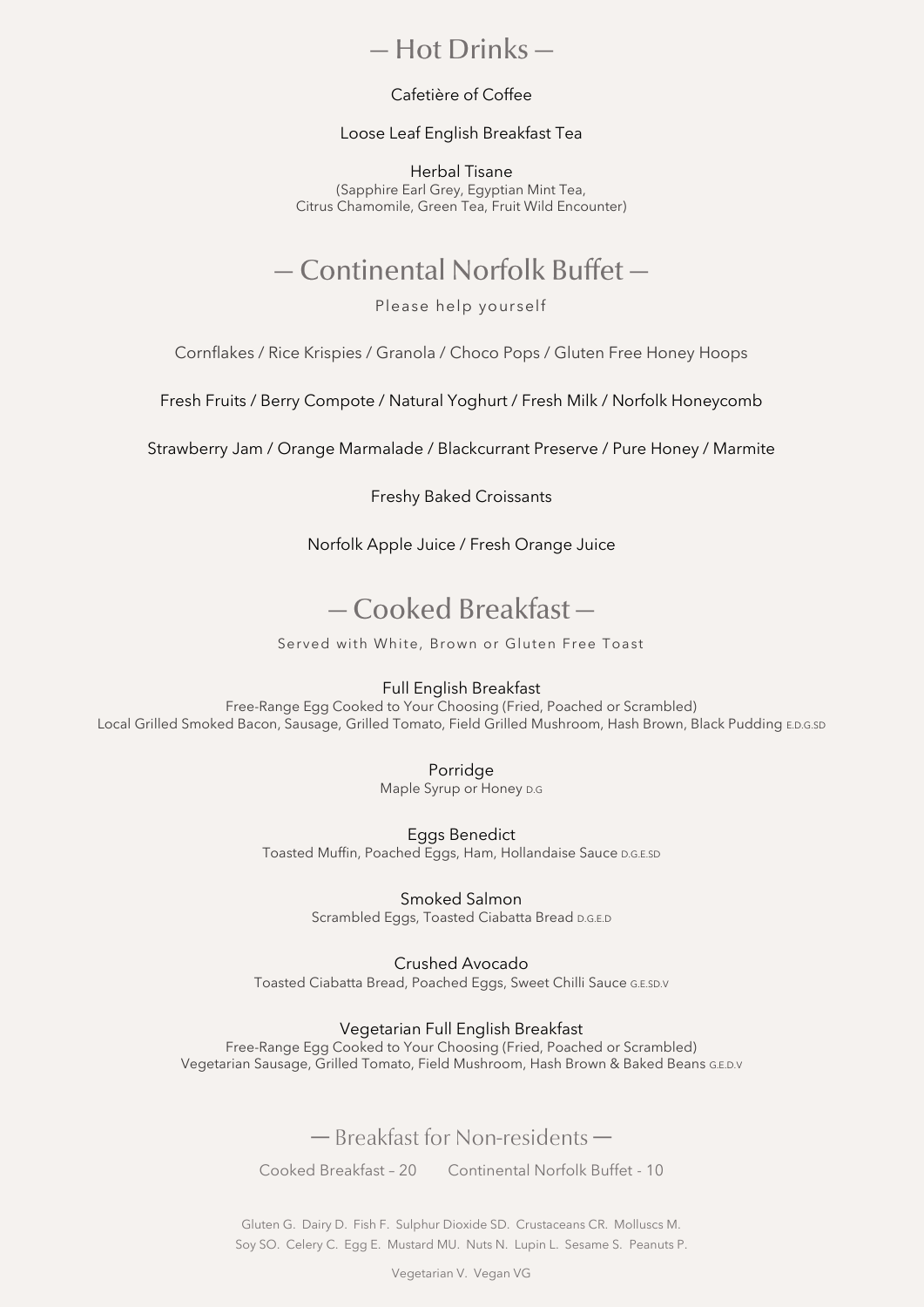## — Hot Drinks —

Cafetière of Coffee

Loose Leaf English Breakfast Tea

Herbal Tisane
(Sapphire Earl Grey, Egyptian Mint Tea,
Citrus Chamomile, Green Tea, Fruit Wild Encounter)

## — Continental Norfolk Buffet —

Please help yourself

Cornflakes / Rice Krispies / Granola / Choco Pops / Gluten Free Honey Hoops

Fresh Fruits / Berry Compote / Natural Yoghurt / Fresh Milk / Norfolk Honeycomb

Strawberry Jam / Orange Marmalade / Blackcurrant Preserve / Pure Honey / Marmite

Freshy Baked Croissants

Norfolk Apple Juice / Fresh Orange Juice

## — Cooked Breakfast —

Served with White, Brown or Gluten Free Toast

Full English Breakfast
Free-Range Egg Cooked to Your Choosing (Fried, Poached or Scrambled)
Local Grilled Smoked Bacon, Sausage, Grilled Tomato, Field Grilled Mushroom, Hash Brown, Black Pudding E.D.G.SD

Porridge
Maple Syrup or Honey D.G

Eggs Benedict
Toasted Muffin, Poached Eggs, Ham, Hollandaise Sauce D.G.E.SD

Smoked Salmon
Scrambled Eggs, Toasted Ciabatta Bread D.G.E.D

Crushed Avocado
Toasted Ciabatta Bread, Poached Eggs, Sweet Chilli Sauce G.E.SD.V

Vegetarian Full English Breakfast
Free-Range Egg Cooked to Your Choosing (Fried, Poached or Scrambled)
Vegetarian Sausage, Grilled Tomato, Field Mushroom, Hash Brown & Baked Beans G.E.D.V

### — Breakfast for Non-residents —

Cooked Breakfast – 20    Continental Norfolk Buffet - 10

Gluten G. Dairy D. Fish F. Sulphur Dioxide SD. Crustaceans CR. Molluscs M.
Soy SO. Celery C. Egg E. Mustard MU. Nuts N. Lupin L. Sesame S. Peanuts P.

Vegetarian V. Vegan VG